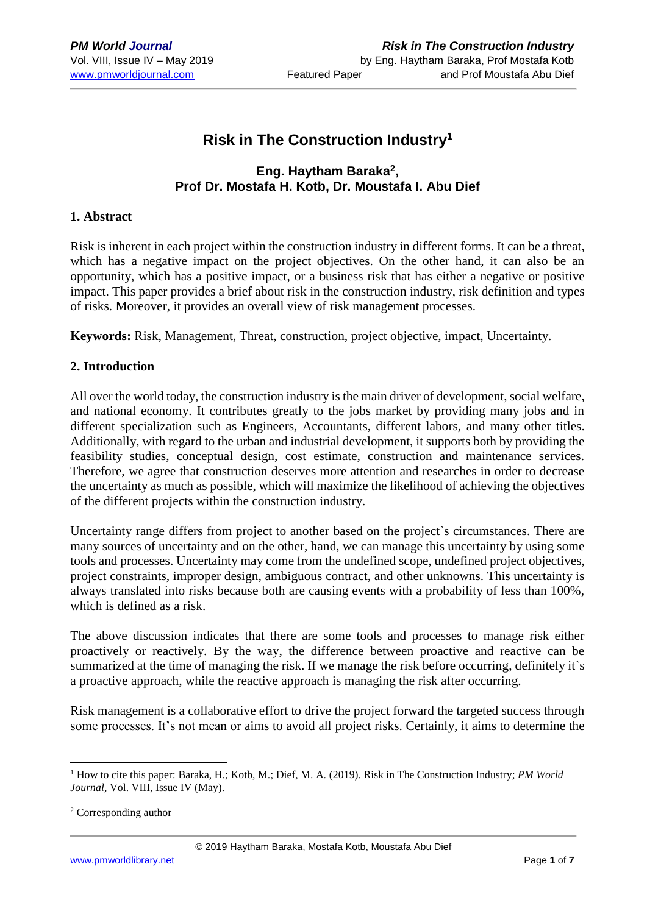# Risk in The Construction Industry[1]

**Eng. Haytham Baraka[2],**
**Prof Dr. Mostafa H. Kotb, Dr. Moustafa I. Abu Dief**

## 1. Abstract

Risk is inherent in each project within the construction industry in different forms. It can be a threat, which has a negative impact on the project objectives. On the other hand, it can also be an opportunity, which has a positive impact, or a business risk that has either a negative or positive impact. This paper provides a brief about risk in the construction industry, risk definition and types of risks. Moreover, it provides an overall view of risk management processes.

**Keywords:** Risk, Management, Threat, construction, project objective, impact, Uncertainty.

## 2. Introduction

All over the world today, the construction industry is the main driver of development, social welfare, and national economy. It contributes greatly to the jobs market by providing many jobs and in different specialization such as Engineers, Accountants, different labors, and many other titles. Additionally, with regard to the urban and industrial development, it supports both by providing the feasibility studies, conceptual design, cost estimate, construction and maintenance services. Therefore, we agree that construction deserves more attention and researches in order to decrease the uncertainty as much as possible, which will maximize the likelihood of achieving the objectives of the different projects within the construction industry.

Uncertainty range differs from project to another based on the project`s circumstances. There are many sources of uncertainty and on the other, hand, we can manage this uncertainty by using some tools and processes. Uncertainty may come from the undefined scope, undefined project objectives, project constraints, improper design, ambiguous contract, and other unknowns. This uncertainty is always translated into risks because both are causing events with a probability of less than 100%, which is defined as a risk.

The above discussion indicates that there are some tools and processes to manage risk either proactively or reactively. By the way, the difference between proactive and reactive can be summarized at the time of managing the risk. If we manage the risk before occurring, definitely it`s a proactive approach, while the reactive approach is managing the risk after occurring.

Risk management is a collaborative effort to drive the project forward the targeted success through some processes. It's not mean or aims to avoid all project risks. Certainly, it aims to determine the

---

[1] How to cite this paper: Baraka, H.; Kotb, M.; Dief, M. A. (2019). Risk in The Construction Industry; *PM World Journal*, Vol. VIII, Issue IV (May).

[2] Corresponding author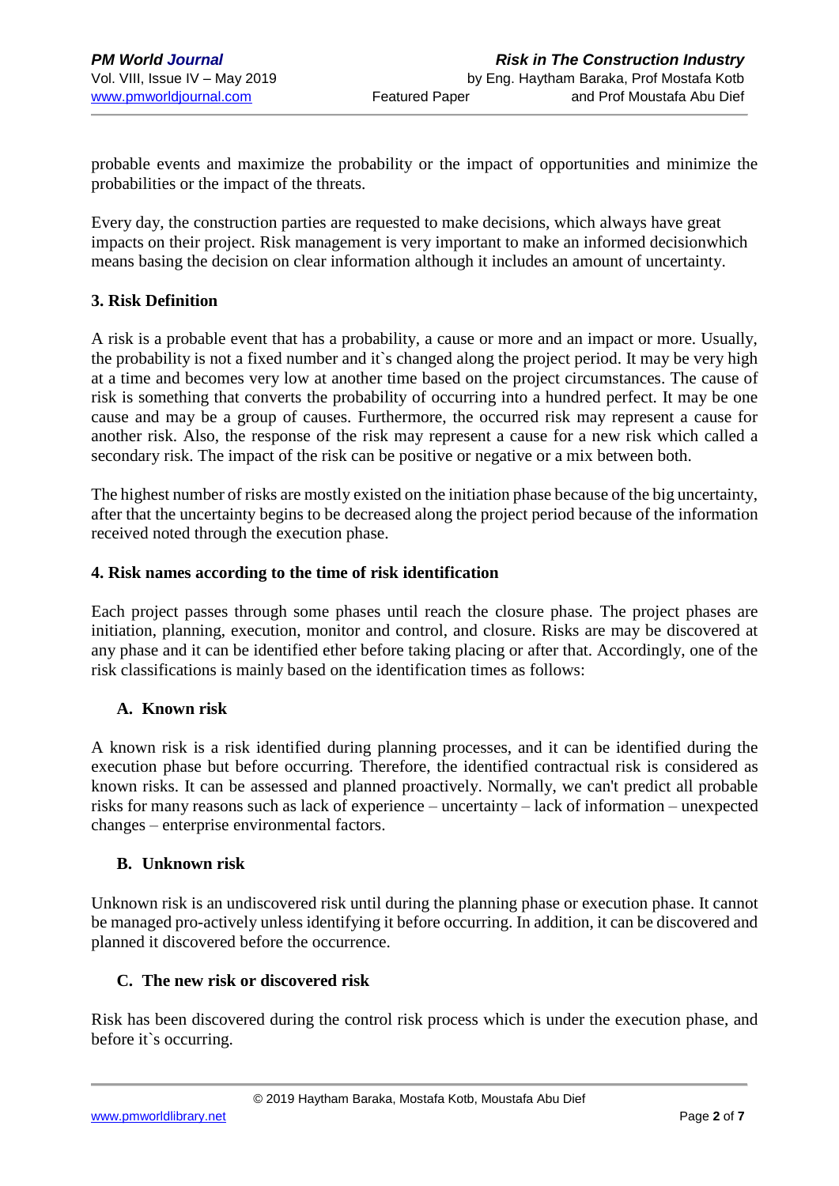probable events and maximize the probability or the impact of opportunities and minimize the probabilities or the impact of the threats.

Every day, the construction parties are requested to make decisions, which always have great impacts on their project. Risk management is very important to make an informed decisionwhich means basing the decision on clear information although it includes an amount of uncertainty.

## 3. Risk Definition

A risk is a probable event that has a probability, a cause or more and an impact or more. Usually, the probability is not a fixed number and it`s changed along the project period. It may be very high at a time and becomes very low at another time based on the project circumstances. The cause of risk is something that converts the probability of occurring into a hundred perfect. It may be one cause and may be a group of causes. Furthermore, the occurred risk may represent a cause for another risk. Also, the response of the risk may represent a cause for a new risk which called a secondary risk. The impact of the risk can be positive or negative or a mix between both.

The highest number of risks are mostly existed on the initiation phase because of the big uncertainty, after that the uncertainty begins to be decreased along the project period because of the information received noted through the execution phase.

## 4. Risk names according to the time of risk identification

Each project passes through some phases until reach the closure phase. The project phases are initiation, planning, execution, monitor and control, and closure. Risks are may be discovered at any phase and it can be identified ether before taking placing or after that. Accordingly, one of the risk classifications is mainly based on the identification times as follows:

### A. Known risk

A known risk is a risk identified during planning processes, and it can be identified during the execution phase but before occurring. Therefore, the identified contractual risk is considered as known risks. It can be assessed and planned proactively. Normally, we can't predict all probable risks for many reasons such as lack of experience – uncertainty – lack of information – unexpected changes – enterprise environmental factors.

### B. Unknown risk

Unknown risk is an undiscovered risk until during the planning phase or execution phase. It cannot be managed pro-actively unless identifying it before occurring. In addition, it can be discovered and planned it discovered before the occurrence.

### C. The new risk or discovered risk

Risk has been discovered during the control risk process which is under the execution phase, and before it`s occurring.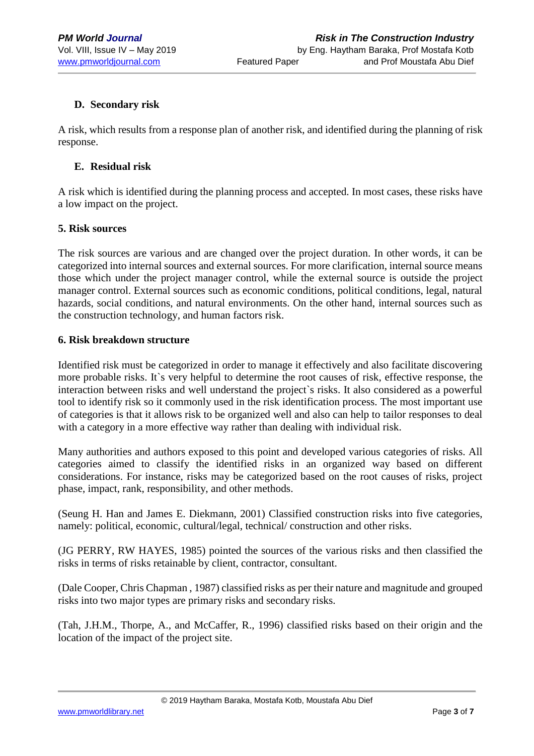### D. Secondary risk

A risk, which results from a response plan of another risk, and identified during the planning of risk response.

### E. Residual risk

A risk which is identified during the planning process and accepted. In most cases, these risks have a low impact on the project.

## 5. Risk sources

The risk sources are various and are changed over the project duration. In other words, it can be categorized into internal sources and external sources. For more clarification, internal source means those which under the project manager control, while the external source is outside the project manager control. External sources such as economic conditions, political conditions, legal, natural hazards, social conditions, and natural environments. On the other hand, internal sources such as the construction technology, and human factors risk.

## 6. Risk breakdown structure

Identified risk must be categorized in order to manage it effectively and also facilitate discovering more probable risks. It`s very helpful to determine the root causes of risk, effective response, the interaction between risks and well understand the project`s risks. It also considered as a powerful tool to identify risk so it commonly used in the risk identification process. The most important use of categories is that it allows risk to be organized well and also can help to tailor responses to deal with a category in a more effective way rather than dealing with individual risk.

Many authorities and authors exposed to this point and developed various categories of risks. All categories aimed to classify the identified risks in an organized way based on different considerations. For instance, risks may be categorized based on the root causes of risks, project phase, impact, rank, responsibility, and other methods.

(Seung H. Han and James E. Diekmann, 2001) Classified construction risks into five categories, namely: political, economic, cultural/legal, technical/ construction and other risks.

(JG PERRY, RW HAYES, 1985) pointed the sources of the various risks and then classified the risks in terms of risks retainable by client, contractor, consultant.

(Dale Cooper, Chris Chapman , 1987) classified risks as per their nature and magnitude and grouped risks into two major types are primary risks and secondary risks.

(Tah, J.H.M., Thorpe, A., and McCaffer, R., 1996) classified risks based on their origin and the location of the impact of the project site.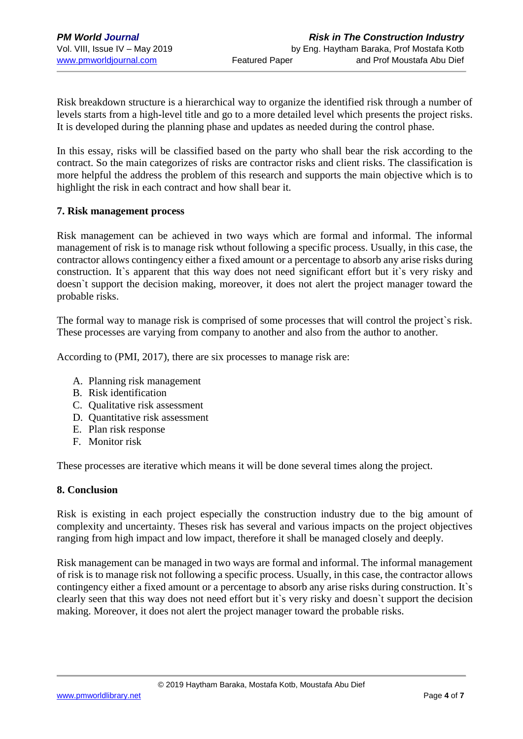Risk breakdown structure is a hierarchical way to organize the identified risk through a number of levels starts from a high-level title and go to a more detailed level which presents the project risks. It is developed during the planning phase and updates as needed during the control phase.

In this essay, risks will be classified based on the party who shall bear the risk according to the contract. So the main categorizes of risks are contractor risks and client risks. The classification is more helpful the address the problem of this research and supports the main objective which is to highlight the risk in each contract and how shall bear it.

## 7. Risk management process

Risk management can be achieved in two ways which are formal and informal. The informal management of risk is to manage risk wthout following a specific process. Usually, in this case, the contractor allows contingency either a fixed amount or a percentage to absorb any arise risks during construction. It`s apparent that this way does not need significant effort but it`s very risky and doesn`t support the decision making, moreover, it does not alert the project manager toward the probable risks.

The formal way to manage risk is comprised of some processes that will control the project`s risk. These processes are varying from company to another and also from the author to another.

According to (PMI, 2017), there are six processes to manage risk are:

A. Planning risk management
B. Risk identification
C. Qualitative risk assessment
D. Quantitative risk assessment
E. Plan risk response
F. Monitor risk

These processes are iterative which means it will be done several times along the project.

## 8. Conclusion

Risk is existing in each project especially the construction industry due to the big amount of complexity and uncertainty. Theses risk has several and various impacts on the project objectives ranging from high impact and low impact, therefore it shall be managed closely and deeply.

Risk management can be managed in two ways are formal and informal. The informal management of risk is to manage risk not following a specific process. Usually, in this case, the contractor allows contingency either a fixed amount or a percentage to absorb any arise risks during construction. It`s clearly seen that this way does not need effort but it`s very risky and doesn`t support the decision making. Moreover, it does not alert the project manager toward the probable risks.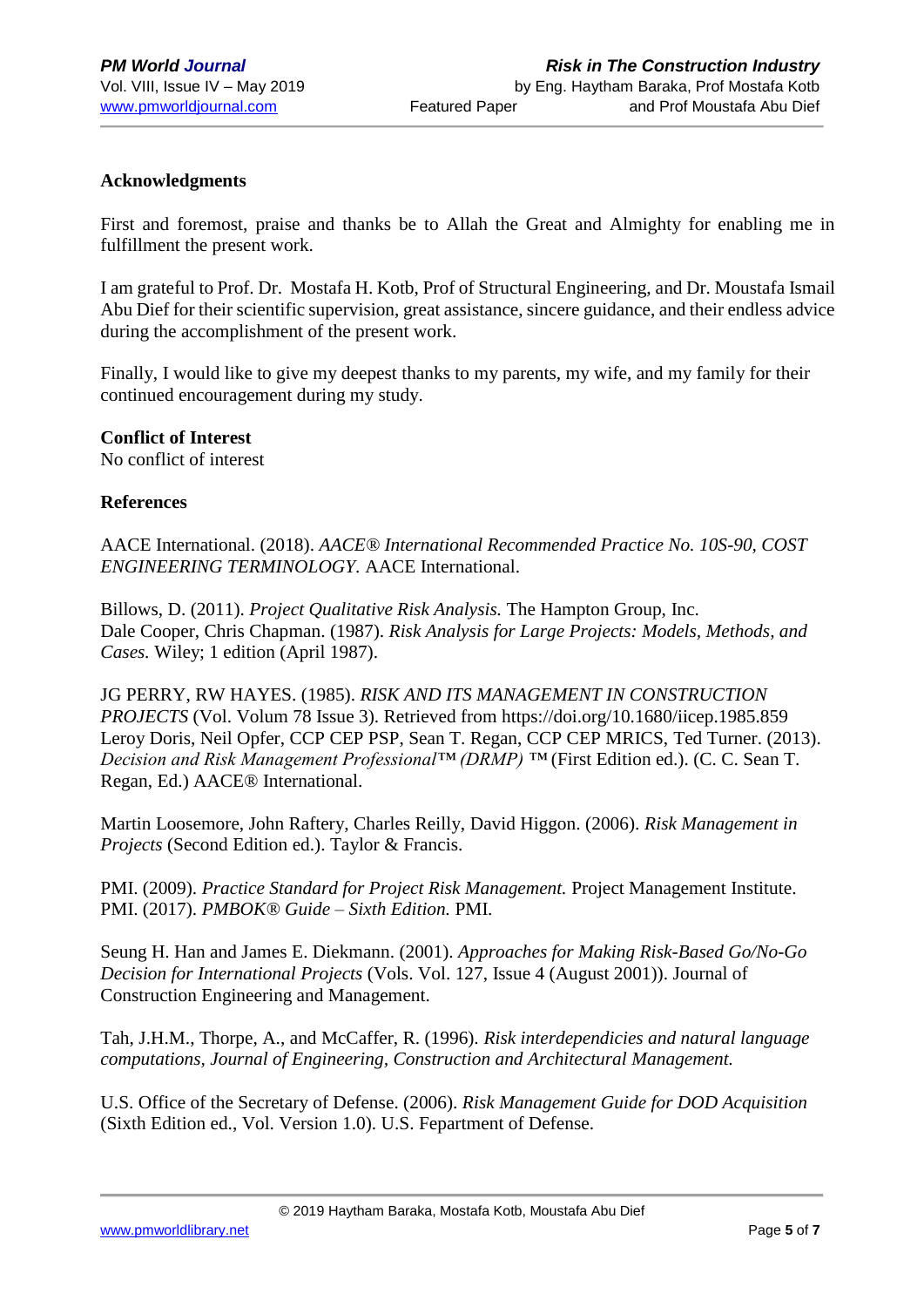### Acknowledgments

First and foremost, praise and thanks be to Allah the Great and Almighty for enabling me in fulfillment the present work.

I am grateful to Prof. Dr. Mostafa H. Kotb, Prof of Structural Engineering, and Dr. Moustafa Ismail Abu Dief for their scientific supervision, great assistance, sincere guidance, and their endless advice during the accomplishment of the present work.

Finally, I would like to give my deepest thanks to my parents, my wife, and my family for their continued encouragement during my study.

### Conflict of Interest

No conflict of interest

### References

AACE International. (2018). *AACE® International Recommended Practice No. 10S-90, COST ENGINEERING TERMINOLOGY.* AACE International.

Billows, D. (2011). *Project Qualitative Risk Analysis.* The Hampton Group, Inc.
Dale Cooper, Chris Chapman. (1987). *Risk Analysis for Large Projects: Models, Methods, and Cases.* Wiley; 1 edition (April 1987).

JG PERRY, RW HAYES. (1985). *RISK AND ITS MANAGEMENT IN CONSTRUCTION PROJECTS* (Vol. Volum 78 Issue 3). Retrieved from https://doi.org/10.1680/iicep.1985.859
Leroy Doris, Neil Opfer, CCP CEP PSP, Sean T. Regan, CCP CEP MRICS, Ted Turner. (2013). *Decision and Risk Management Professional™ (DRMP)* ™ (First Edition ed.). (C. C. Sean T. Regan, Ed.) AACE® International.

Martin Loosemore, John Raftery, Charles Reilly, David Higgon. (2006). *Risk Management in Projects* (Second Edition ed.). Taylor & Francis.

PMI. (2009). *Practice Standard for Project Risk Management.* Project Management Institute.
PMI. (2017). *PMBOK® Guide – Sixth Edition.* PMI.

Seung H. Han and James E. Diekmann. (2001). *Approaches for Making Risk-Based Go/No-Go Decision for International Projects* (Vols. Vol. 127, Issue 4 (August 2001)). Journal of Construction Engineering and Management.

Tah, J.H.M., Thorpe, A., and McCaffer, R. (1996). *Risk interdependicies and natural language computations, Journal of Engineering, Construction and Architectural Management.*

U.S. Office of the Secretary of Defense. (2006). *Risk Management Guide for DOD Acquisition* (Sixth Edition ed., Vol. Version 1.0). U.S. Fepartment of Defense.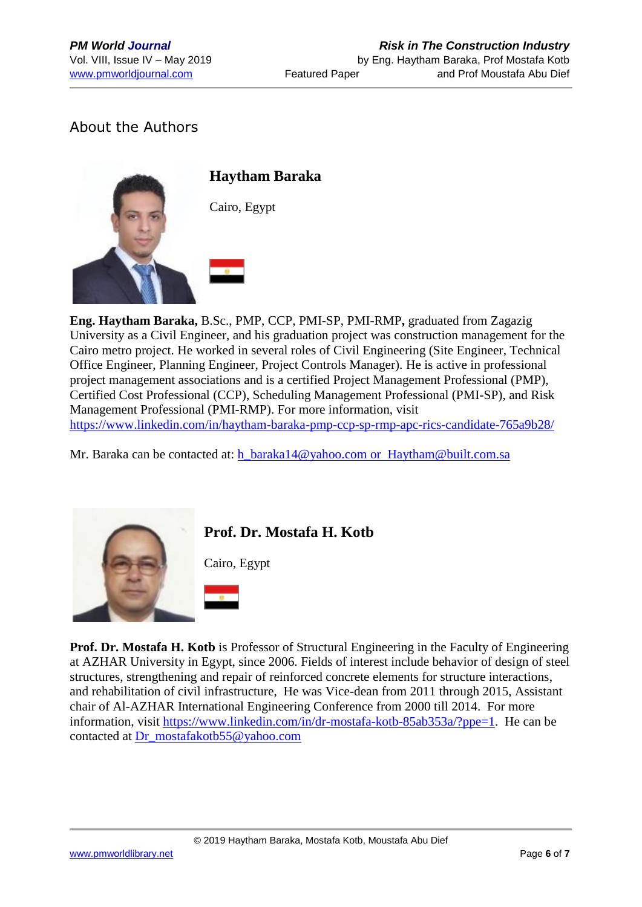## About the Authors

### Haytham Baraka

Cairo, Egypt

**Eng. Haytham Baraka,** B.Sc., PMP, CCP, PMI-SP, PMI-RMP**,** graduated from Zagazig University as a Civil Engineer, and his graduation project was construction management for the Cairo metro project. He worked in several roles of Civil Engineering (Site Engineer, Technical Office Engineer, Planning Engineer, Project Controls Manager). He is active in professional project management associations and is a certified Project Management Professional (PMP), Certified Cost Professional (CCP), Scheduling Management Professional (PMI-SP), and Risk Management Professional (PMI-RMP). For more information, visit https://www.linkedin.com/in/haytham-baraka-pmp-ccp-sp-rmp-apc-rics-candidate-765a9b28/

Mr. Baraka can be contacted at: h_baraka14@yahoo.com or Haytham@built.com.sa

### Prof. Dr. Mostafa H. Kotb

Cairo, Egypt

**Prof. Dr. Mostafa H. Kotb** is Professor of Structural Engineering in the Faculty of Engineering at AZHAR University in Egypt, since 2006. Fields of interest include behavior of design of steel structures, strengthening and repair of reinforced concrete elements for structure interactions, and rehabilitation of civil infrastructure, He was Vice-dean from 2011 through 2015, Assistant chair of Al-AZHAR International Engineering Conference from 2000 till 2014. For more information, visit https://www.linkedin.com/in/dr-mostafa-kotb-85ab353a/?ppe=1. He can be contacted at Dr_mostafakotb55@yahoo.com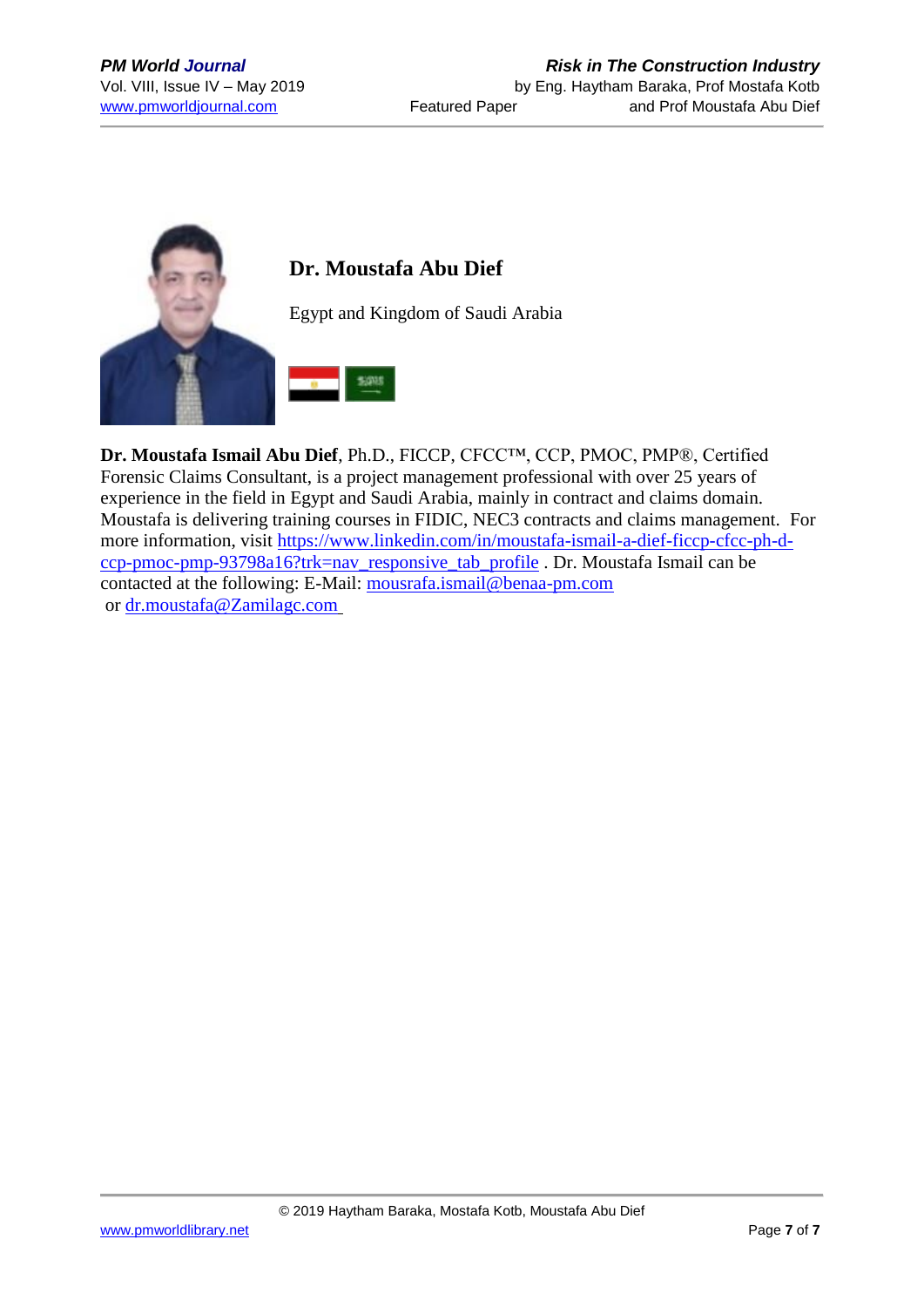## Dr. Moustafa Abu Dief

Egypt and Kingdom of Saudi Arabia

**Dr. Moustafa Ismail Abu Dief**, Ph.D., FICCP, CFCC™, CCP, PMOC, PMP®, Certified Forensic Claims Consultant, is a project management professional with over 25 years of experience in the field in Egypt and Saudi Arabia, mainly in contract and claims domain. Moustafa is delivering training courses in FIDIC, NEC3 contracts and claims management. For more information, visit https://www.linkedin.com/in/moustafa-ismail-a-dief-ficcp-cfcc-ph-d-ccp-pmoc-pmp-93798a16?trk=nav_responsive_tab_profile . Dr. Moustafa Ismail can be contacted at the following: E-Mail: mousrafa.ismail@benaa-pm.com or dr.moustafa@Zamilagc.com